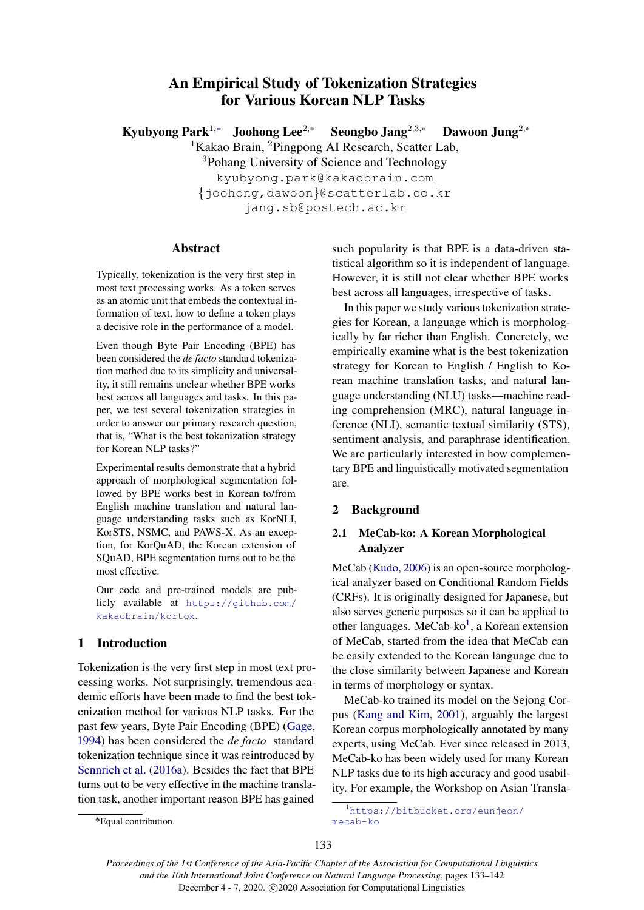# An Empirical Study of Tokenization Strategies for Various Korean NLP Tasks

**Kyubyong Park**[1,*] **Joohong Lee**[2,*] **Seongbo Jang**[2,3,*] **Dawoon Jung**[2,*]

[1]Kakao Brain, [2]Pingpong AI Research, Scatter Lab,
[3]Pohang University of Science and Technology

kyubyong.park@kakaobrain.com
{joohong,dawoon}@scatterlab.co.kr
jang.sb@postech.ac.kr

## Abstract

Typically, tokenization is the very first step in most text processing works. As a token serves as an atomic unit that embeds the contextual information of text, how to define a token plays a decisive role in the performance of a model.

Even though Byte Pair Encoding (BPE) has been considered the *de facto* standard tokenization method due to its simplicity and universality, it still remains unclear whether BPE works best across all languages and tasks. In this paper, we test several tokenization strategies in order to answer our primary research question, that is, "What is the best tokenization strategy for Korean NLP tasks?"

Experimental results demonstrate that a hybrid approach of morphological segmentation followed by BPE works best in Korean to/from English machine translation and natural language understanding tasks such as KorNLI, KorSTS, NSMC, and PAWS-X. As an exception, for KorQuAD, the Korean extension of SQuAD, BPE segmentation turns out to be the most effective.

Our code and pre-trained models are publicly available at https://github.com/kakaobrain/kortok.

## 1 Introduction

Tokenization is the very first step in most text processing works. Not surprisingly, tremendous academic efforts have been made to find the best tokenization method for various NLP tasks. For the past few years, Byte Pair Encoding (BPE) (Gage, 1994) has been considered the *de facto* standard tokenization technique since it was reintroduced by Sennrich et al. (2016a). Besides the fact that BPE turns out to be very effective in the machine translation task, another important reason BPE has gained such popularity is that BPE is a data-driven statistical algorithm so it is independent of language. However, it is still not clear whether BPE works best across all languages, irrespective of tasks.

In this paper we study various tokenization strategies for Korean, a language which is morphologically by far richer than English. Concretely, we empirically examine what is the best tokenization strategy for Korean to English / English to Korean machine translation tasks, and natural language understanding (NLU) tasks—machine reading comprehension (MRC), natural language inference (NLI), semantic textual similarity (STS), sentiment analysis, and paraphrase identification. We are particularly interested in how complementary BPE and linguistically motivated segmentation are.

## 2 Background

### 2.1 MeCab-ko: A Korean Morphological Analyzer

MeCab (Kudo, 2006) is an open-source morphological analyzer based on Conditional Random Fields (CRFs). It is originally designed for Japanese, but also serves generic purposes so it can be applied to other languages. MeCab-ko[1], a Korean extension of MeCab, started from the idea that MeCab can be easily extended to the Korean language due to the close similarity between Japanese and Korean in terms of morphology or syntax.

MeCab-ko trained its model on the Sejong Corpus (Kang and Kim, 2001), arguably the largest Korean corpus morphologically annotated by many experts, using MeCab. Ever since released in 2013, MeCab-ko has been widely used for many Korean NLP tasks due to its high accuracy and good usability. For example, the Workshop on Asian Transla-

*Equal contribution.

[1]https://bitbucket.org/eunjeon/mecab-ko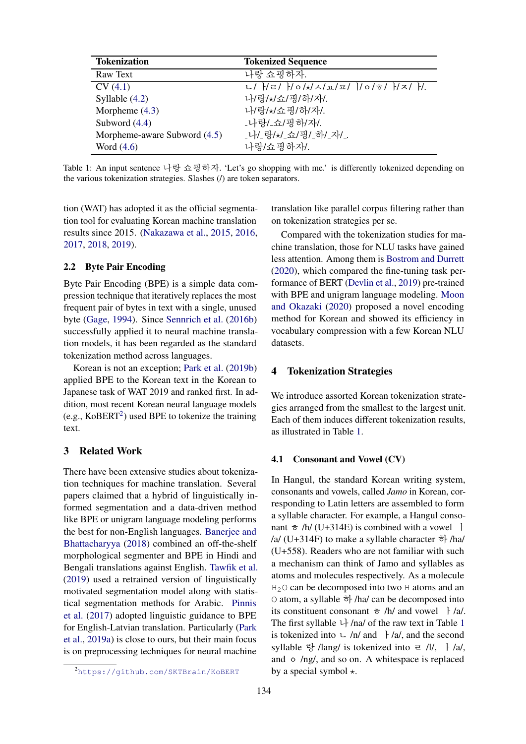| Tokenization | Tokenized Sequence |
|---|---|
| Raw Text | 나랑 쇼핑하자. |
| CV (4.1) | ㄴ/ ㅏ/ㄹ/ ㅏ/ㅇ/⋆/ㅅ/ㅛ/ㅍ/ ㅣ/ㅇ/ㅎ/ ㅏ/ㅈ/ ㅏ/. |
| Syllable (4.2) | 나/랑/⋆/쇼/핑/하/자/. |
| Morpheme (4.3) | 나/랑/⋆/쇼핑/하/자/. |
| Subword (4.4) | _나랑/_쇼/핑/하/자/. |
| Morpheme-aware Subword (4.5) | _나/_랑/⋆/_쇼/핑/_하/_자/_. |
| Word (4.6) | 나랑/쇼핑하자/. |

Table 1: An input sentence 나랑 쇼핑하자. 'Let's go shopping with me.' is differently tokenized depending on the various tokenization strategies. Slashes (/) are token separators.

tion (WAT) has adopted it as the official segmentation tool for evaluating Korean machine translation results since 2015. (Nakazawa et al., 2015, 2016, 2017, 2018, 2019).

### 2.2 Byte Pair Encoding

Byte Pair Encoding (BPE) is a simple data compression technique that iteratively replaces the most frequent pair of bytes in text with a single, unused byte (Gage, 1994). Since Sennrich et al. (2016b) successfully applied it to neural machine translation models, it has been regarded as the standard tokenization method across languages.

Korean is not an exception; Park et al. (2019b) applied BPE to the Korean text in the Korean to Japanese task of WAT 2019 and ranked first. In addition, most recent Korean neural language models (e.g., KoBERT[2]) used BPE to tokenize the training text.

## 3 Related Work

There have been extensive studies about tokenization techniques for machine translation. Several papers claimed that a hybrid of linguistically informed segmentation and a data-driven method like BPE or unigram language modeling performs the best for non-English languages. Banerjee and Bhattacharyya (2018) combined an off-the-shelf morphological segmenter and BPE in Hindi and Bengali translations against English. Tawfik et al. (2019) used a retrained version of linguistically motivated segmentation model along with statistical segmentation methods for Arabic. Pinnis et al. (2017) adopted linguistic guidance to BPE for English-Latvian translation. Particularly (Park et al., 2019a) is close to ours, but their main focus is on preprocessing techniques for neural machine translation like parallel corpus filtering rather than on tokenization strategies per se.

Compared with the tokenization studies for machine translation, those for NLU tasks have gained less attention. Among them is Bostrom and Durrett (2020), which compared the fine-tuning task performance of BERT (Devlin et al., 2019) pre-trained with BPE and unigram language modeling. Moon and Okazaki (2020) proposed a novel encoding method for Korean and showed its efficiency in vocabulary compression with a few Korean NLU datasets.

## 4 Tokenization Strategies

We introduce assorted Korean tokenization strategies arranged from the smallest to the largest unit. Each of them induces different tokenization results, as illustrated in Table 1.

### 4.1 Consonant and Vowel (CV)

In Hangul, the standard Korean writing system, consonants and vowels, called *Jamo* in Korean, corresponding to Latin letters are assembled to form a syllable character. For example, a Hangul consonant ㅎ /h/ (U+314E) is combined with a vowel ㅏ /a/ (U+314F) to make a syllable character 하 /ha/ (U+558). Readers who are not familiar with such a mechanism can think of Jamo and syllables as atoms and molecules respectively. As a molecule $H_2O$ can be decomposed into two H atoms and an O atom, a syllable 하 /ha/ can be decomposed into its constituent consonant ㅎ /h/ and vowel ㅏ /a/. The first syllable 나 /na/ of the raw text in Table 1 is tokenized into ㄴ /n/ and ㅏ /a/, and the second syllable 랑 /lang/ is tokenized into ㄹ /l/, ㅏ /a/, and ㅇ /ng/, and so on. A whitespace is replaced by a special symbol ⋆.

[2] https://github.com/SKTBrain/KoBERT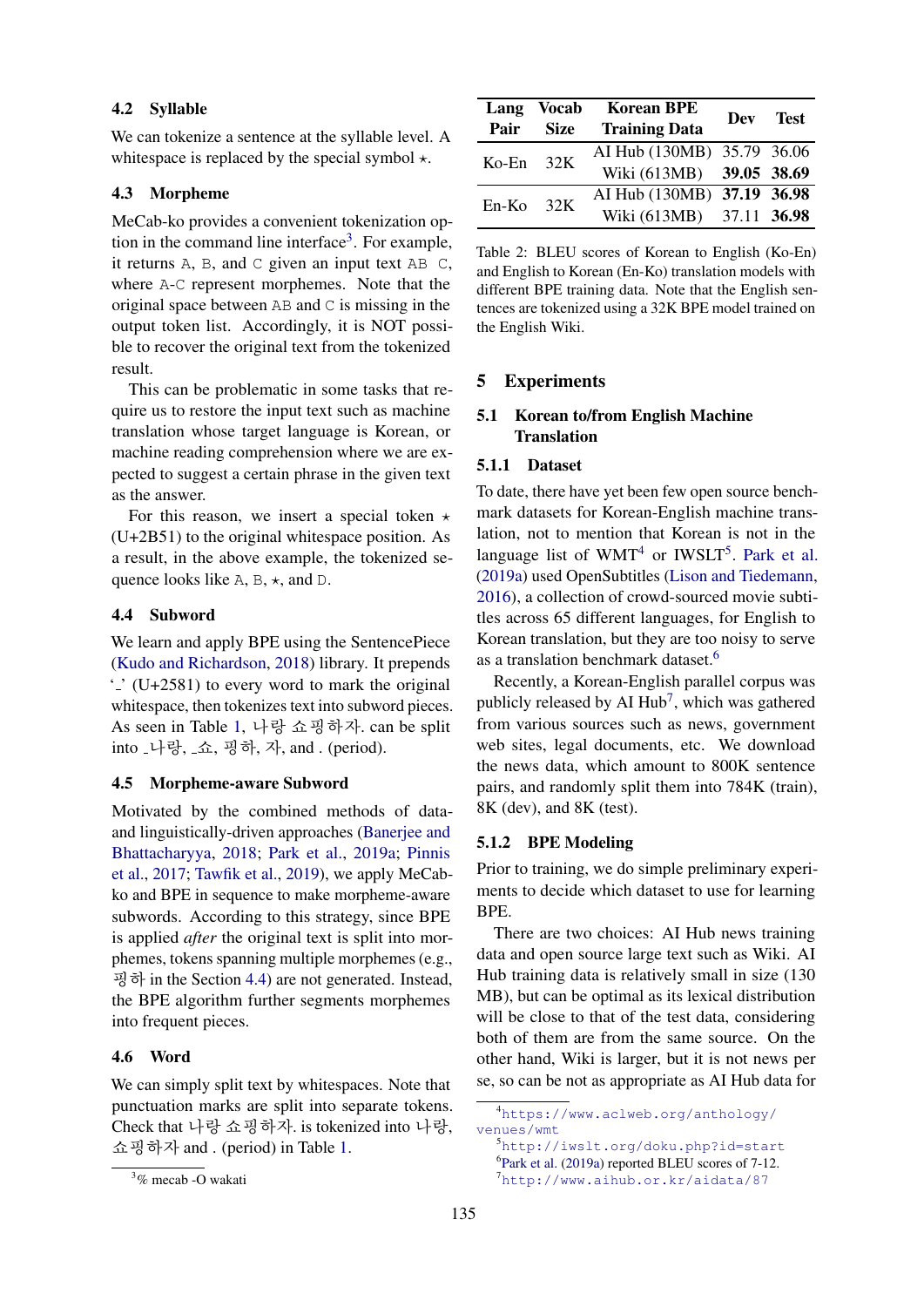### 4.2 Syllable

We can tokenize a sentence at the syllable level. A whitespace is replaced by the special symbol ⋆.

### 4.3 Morpheme

MeCab-ko provides a convenient tokenization option in the command line interface[3]. For example, it returns `A`, `B`, and `C` given an input text `AB C`, where `A`-`C` represent morphemes. Note that the original space between `AB` and `C` is missing in the output token list. Accordingly, it is NOT possible to recover the original text from the tokenized result.

This can be problematic in some tasks that require us to restore the input text such as machine translation whose target language is Korean, or machine reading comprehension where we are expected to suggest a certain phrase in the given text as the answer.

For this reason, we insert a special token ⋆ (U+2B51) to the original whitespace position. As a result, in the above example, the tokenized sequence looks like `A`, `B`, ⋆, and `D`.

### 4.4 Subword

We learn and apply BPE using the SentencePiece (Kudo and Richardson, 2018) library. It prepends '▁' (U+2581) to every word to mark the original whitespace, then tokenizes text into subword pieces. As seen in Table 1, 나랑 쇼핑하자. can be split into ▁나랑, ▁쇼, 핑하, 자, and . (period).

### 4.5 Morpheme-aware Subword

Motivated by the combined methods of data- and linguistically-driven approaches (Banerjee and Bhattacharyya, 2018; Park et al., 2019a; Pinnis et al., 2017; Tawfik et al., 2019), we apply MeCab-ko and BPE in sequence to make morpheme-aware subwords. According to this strategy, since BPE is applied *after* the original text is split into morphemes, tokens spanning multiple morphemes (e.g., 핑하 in the Section 4.4) are not generated. Instead, the BPE algorithm further segments morphemes into frequent pieces.

### 4.6 Word

We can simply split text by whitespaces. Note that punctuation marks are split into separate tokens. Check that 나랑 쇼핑하자. is tokenized into 나랑, 쇼핑하자 and . (period) in Table 1.

[3] % mecab -O wakati

| Lang Pair | Vocab Size | Korean BPE Training Data | Dev | Test |
|---|---|---|---|---|
| Ko-En | 32K | AI Hub (130MB) | 35.79 | 36.06 |
| | | Wiki (613MB) | **39.05** | **38.69** |
| En-Ko | 32K | AI Hub (130MB) | **37.19** | **36.98** |
| | | Wiki (613MB) | 37.11 | **36.98** |

Table 2: BLEU scores of Korean to English (Ko-En) and English to Korean (En-Ko) translation models with different BPE training data. Note that the English sentences are tokenized using a 32K BPE model trained on the English Wiki.

## 5 Experiments

### 5.1 Korean to/from English Machine Translation

#### 5.1.1 Dataset

To date, there have yet been few open source benchmark datasets for Korean-English machine translation, not to mention that Korean is not in the language list of WMT[4] or IWSLT[5]. Park et al. (2019a) used OpenSubtitles (Lison and Tiedemann, 2016), a collection of crowd-sourced movie subtitles across 65 different languages, for English to Korean translation, but they are too noisy to serve as a translation benchmark dataset.[6]

Recently, a Korean-English parallel corpus was publicly released by AI Hub[7], which was gathered from various sources such as news, government web sites, legal documents, etc. We download the news data, which amount to 800K sentence pairs, and randomly split them into 784K (train), 8K (dev), and 8K (test).

#### 5.1.2 BPE Modeling

Prior to training, we do simple preliminary experiments to decide which dataset to use for learning BPE.

There are two choices: AI Hub news training data and open source large text such as Wiki. AI Hub training data is relatively small in size (130 MB), but can be optimal as its lexical distribution will be close to that of the test data, considering both of them are from the same source. On the other hand, Wiki is larger, but it is not news per se, so can be not as appropriate as AI Hub data for

[4] https://www.aclweb.org/anthology/venues/wmt

[5] http://iwslt.org/doku.php?id=start

[6] Park et al. (2019a) reported BLEU scores of 7-12.

[7] http://www.aihub.or.kr/aidata/87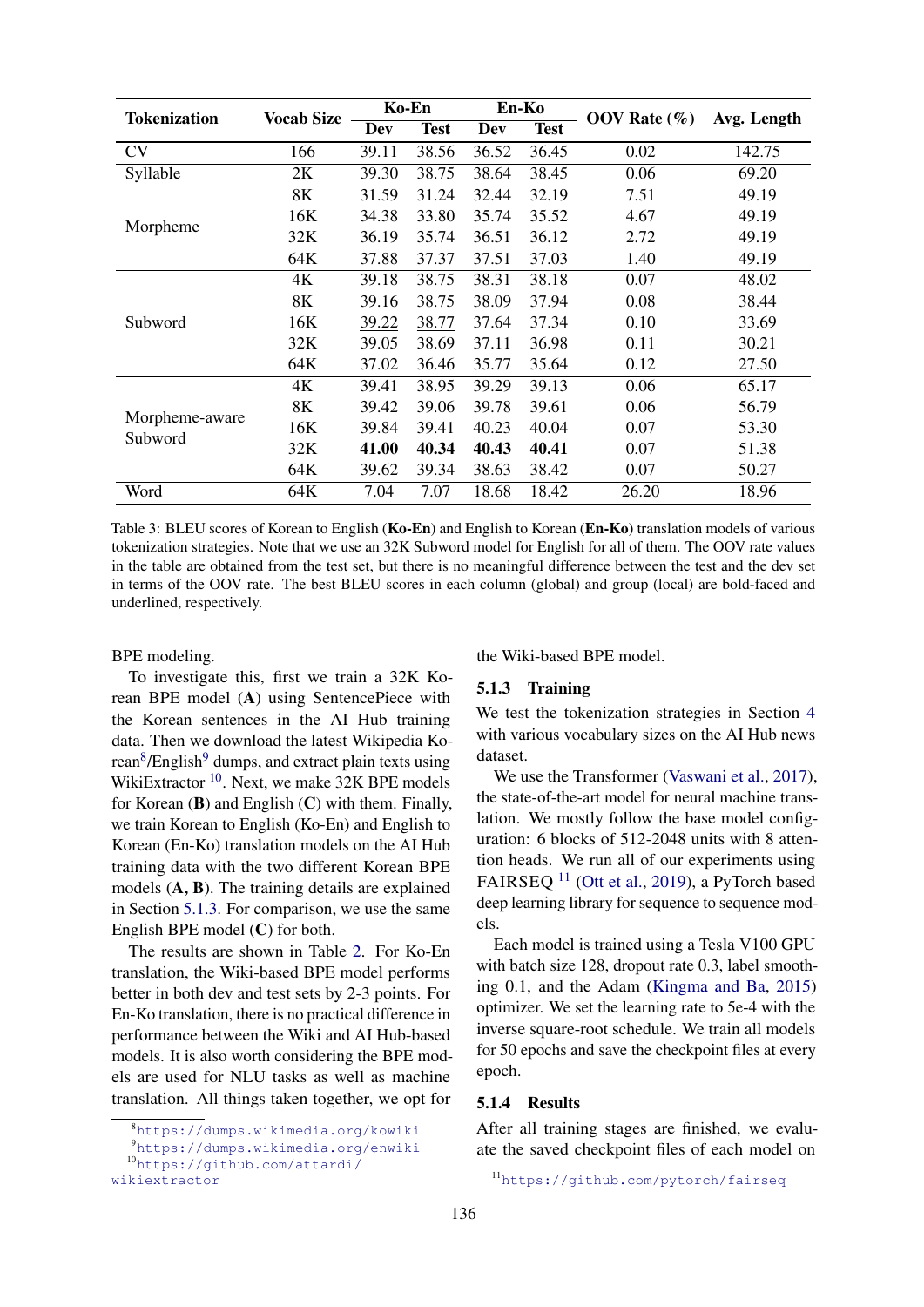| Tokenization | Vocab Size | Ko-En | | En-Ko | | OOV Rate (%) | Avg. Length |
|---|---|---|---|---|---|---|---|
| | | Dev | Test | Dev | Test | | |
| CV | 166 | 39.11 | 38.56 | 36.52 | 36.45 | 0.02 | 142.75 |
| Syllable | 2K | 39.30 | 38.75 | 38.64 | 38.45 | 0.06 | 69.20 |
| Morpheme | 8K | 31.59 | 31.24 | 32.44 | 32.19 | 7.51 | 49.19 |
| | 16K | 34.38 | 33.80 | 35.74 | 35.52 | 4.67 | 49.19 |
| | 32K | 36.19 | 35.74 | 36.51 | 36.12 | 2.72 | 49.19 |
| | 64K | <u>37.88</u> | <u>37.37</u> | <u>37.51</u> | <u>37.03</u> | 1.40 | 49.19 |
| Subword | 4K | 39.18 | 38.75 | <u>38.31</u> | <u>38.18</u> | 0.07 | 48.02 |
| | 8K | 39.16 | 38.75 | 38.09 | 37.94 | 0.08 | 38.44 |
| | 16K | <u>39.22</u> | <u>38.77</u> | 37.64 | 37.34 | 0.10 | 33.69 |
| | 32K | 39.05 | 38.69 | 37.11 | 36.98 | 0.11 | 30.21 |
| | 64K | 37.02 | 36.46 | 35.77 | 35.64 | 0.12 | 27.50 |
| Morpheme-aware Subword | 4K | 39.41 | 38.95 | 39.29 | 39.13 | 0.06 | 65.17 |
| | 8K | 39.42 | 39.06 | 39.78 | 39.61 | 0.06 | 56.79 |
| | 16K | 39.84 | 39.41 | 40.23 | 40.04 | 0.07 | 53.30 |
| | 32K | **41.00** | **40.34** | **40.43** | **40.41** | 0.07 | 51.38 |
| | 64K | 39.62 | 39.34 | 38.63 | 38.42 | 0.07 | 50.27 |
| Word | 64K | 7.04 | 7.07 | 18.68 | 18.42 | 26.20 | 18.96 |

Table 3: BLEU scores of Korean to English (**Ko-En**) and English to Korean (**En-Ko**) translation models of various tokenization strategies. Note that we use an 32K Subword model for English for all of them. The OOV rate values in the table are obtained from the test set, but there is no meaningful difference between the test and the dev set in terms of the OOV rate. The best BLEU scores in each column (global) and group (local) are bold-faced and underlined, respectively.

BPE modeling.

To investigate this, first we train a 32K Korean BPE model (**A**) using SentencePiece with the Korean sentences in the AI Hub training data. Then we download the latest Wikipedia Korean[8]/English[9] dumps, and extract plain texts using WikiExtractor [10]. Next, we make 32K BPE models for Korean (**B**) and English (**C**) with them. Finally, we train Korean to English (Ko-En) and English to Korean (En-Ko) translation models on the AI Hub training data with the two different Korean BPE models (**A, B**). The training details are explained in Section 5.1.3. For comparison, we use the same English BPE model (**C**) for both.

The results are shown in Table 2. For Ko-En translation, the Wiki-based BPE model performs better in both dev and test sets by 2-3 points. For En-Ko translation, there is no practical difference in performance between the Wiki and AI Hub-based models. It is also worth considering the BPE models are used for NLU tasks as well as machine translation. All things taken together, we opt for the Wiki-based BPE model.

### 5.1.3 Training

We test the tokenization strategies in Section 4 with various vocabulary sizes on the AI Hub news dataset.

We use the Transformer (Vaswani et al., 2017), the state-of-the-art model for neural machine translation. We mostly follow the base model configuration: 6 blocks of 512-2048 units with 8 attention heads. We run all of our experiments using FAIRSEQ [11] (Ott et al., 2019), a PyTorch based deep learning library for sequence to sequence models.

Each model is trained using a Tesla V100 GPU with batch size 128, dropout rate 0.3, label smoothing 0.1, and the Adam (Kingma and Ba, 2015) optimizer. We set the learning rate to 5e-4 with the inverse square-root schedule. We train all models for 50 epochs and save the checkpoint files at every epoch.

### 5.1.4 Results

After all training stages are finished, we evaluate the saved checkpoint files of each model on

[8] https://dumps.wikimedia.org/kowiki

[9] https://dumps.wikimedia.org/enwiki

[10] https://github.com/attardi/wikiextractor

[11] https://github.com/pytorch/fairseq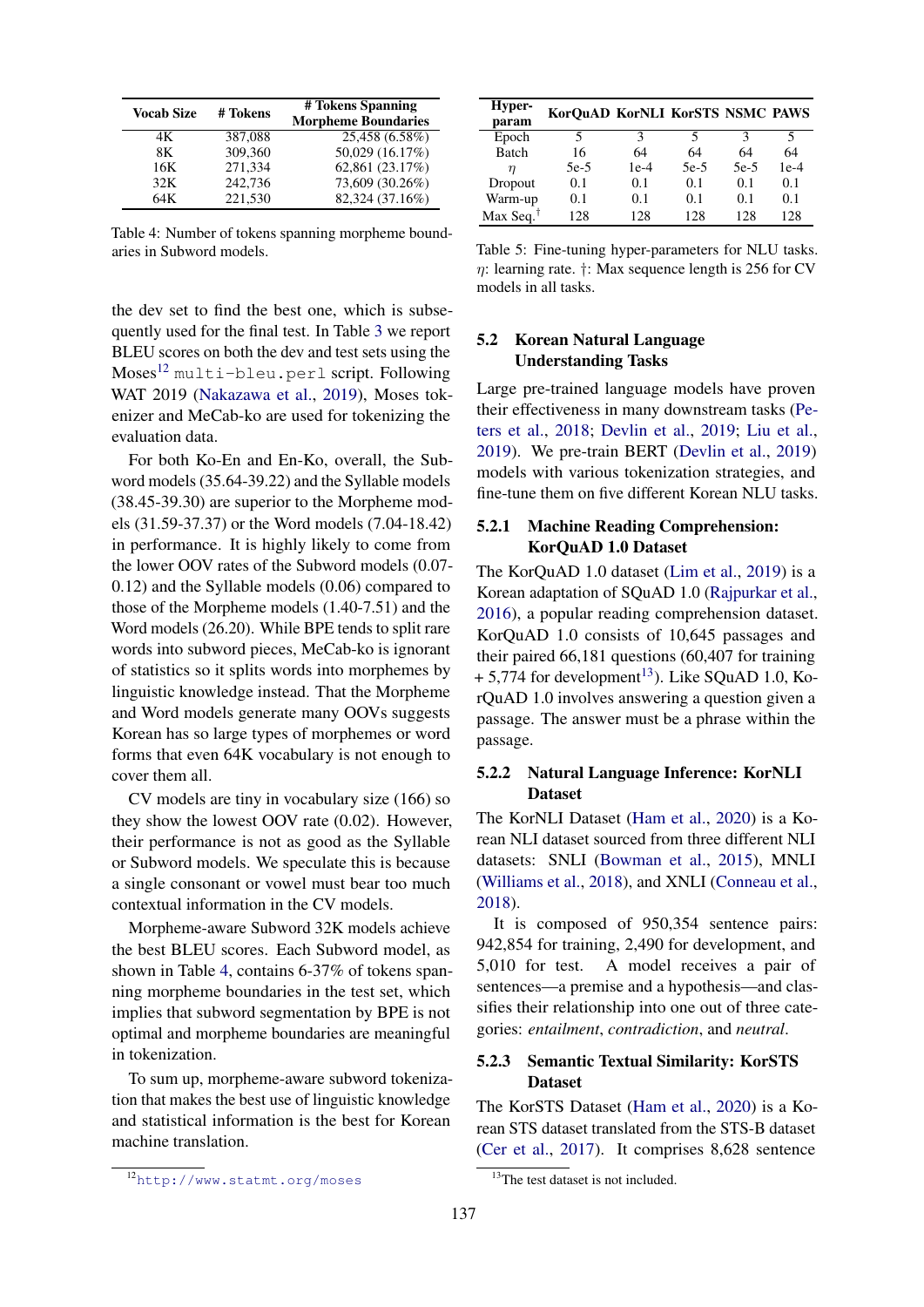| Vocab Size | # Tokens | # Tokens Spanning Morpheme Boundaries |
|---|---|---|
| 4K | 387,088 | 25,458 (6.58%) |
| 8K | 309,360 | 50,029 (16.17%) |
| 16K | 271,334 | 62,861 (23.17%) |
| 32K | 242,736 | 73,609 (30.26%) |
| 64K | 221,530 | 82,324 (37.16%) |

Table 4: Number of tokens spanning morpheme boundaries in Subword models.

the dev set to find the best one, which is subsequently used for the final test. In Table 3 we report BLEU scores on both the dev and test sets using the Moses[12] `multi-bleu.perl` script. Following WAT 2019 (Nakazawa et al., 2019), Moses tokenizer and MeCab-ko are used for tokenizing the evaluation data.

For both Ko-En and En-Ko, overall, the Subword models (35.64-39.22) and the Syllable models (38.45-39.30) are superior to the Morpheme models (31.59-37.37) or the Word models (7.04-18.42) in performance. It is highly likely to come from the lower OOV rates of the Subword models (0.07-0.12) and the Syllable models (0.06) compared to those of the Morpheme models (1.40-7.51) and the Word models (26.20). While BPE tends to split rare words into subword pieces, MeCab-ko is ignorant of statistics so it splits words into morphemes by linguistic knowledge instead. That the Morpheme and Word models generate many OOVs suggests Korean has so large types of morphemes or word forms that even 64K vocabulary is not enough to cover them all.

CV models are tiny in vocabulary size (166) so they show the lowest OOV rate (0.02). However, their performance is not as good as the Syllable or Subword models. We speculate this is because a single consonant or vowel must bear too much contextual information in the CV models.

Morpheme-aware Subword 32K models achieve the best BLEU scores. Each Subword model, as shown in Table 4, contains 6-37% of tokens spanning morpheme boundaries in the test set, which implies that subword segmentation by BPE is not optimal and morpheme boundaries are meaningful in tokenization.

To sum up, morpheme-aware subword tokenization that makes the best use of linguistic knowledge and statistical information is the best for Korean machine translation.

[12] http://www.statmt.org/moses

| Hyper-param | KorQuAD | KorNLI | KorSTS | NSMC | PAWS |
|---|---|---|---|---|---|
| Epoch | 5 | 3 | 5 | 3 | 5 |
| Batch | 16 | 64 | 64 | 64 | 64 |
| $\eta$ | 5e-5 | 1e-4 | 5e-5 | 5e-5 | 1e-4 |
| Dropout | 0.1 | 0.1 | 0.1 | 0.1 | 0.1 |
| Warm-up | 0.1 | 0.1 | 0.1 | 0.1 | 0.1 |
| Max Seq.† | 128 | 128 | 128 | 128 | 128 |

Table 5: Fine-tuning hyper-parameters for NLU tasks. $\eta$: learning rate. †: Max sequence length is 256 for CV models in all tasks.

### 5.2 Korean Natural Language Understanding Tasks

Large pre-trained language models have proven their effectiveness in many downstream tasks (Peters et al., 2018; Devlin et al., 2019; Liu et al., 2019). We pre-train BERT (Devlin et al., 2019) models with various tokenization strategies, and fine-tune them on five different Korean NLU tasks.

#### 5.2.1 Machine Reading Comprehension: KorQuAD 1.0 Dataset

The KorQuAD 1.0 dataset (Lim et al., 2019) is a Korean adaptation of SQuAD 1.0 (Rajpurkar et al., 2016), a popular reading comprehension dataset. KorQuAD 1.0 consists of 10,645 passages and their paired 66,181 questions (60,407 for training + 5,774 for development[13]). Like SQuAD 1.0, KorQuAD 1.0 involves answering a question given a passage. The answer must be a phrase within the passage.

#### 5.2.2 Natural Language Inference: KorNLI Dataset

The KorNLI Dataset (Ham et al., 2020) is a Korean NLI dataset sourced from three different NLI datasets: SNLI (Bowman et al., 2015), MNLI (Williams et al., 2018), and XNLI (Conneau et al., 2018).

It is composed of 950,354 sentence pairs: 942,854 for training, 2,490 for development, and 5,010 for test. A model receives a pair of sentences—a premise and a hypothesis—and classifies their relationship into one out of three categories: *entailment*, *contradiction*, and *neutral*.

#### 5.2.3 Semantic Textual Similarity: KorSTS Dataset

The KorSTS Dataset (Ham et al., 2020) is a Korean STS dataset translated from the STS-B dataset (Cer et al., 2017). It comprises 8,628 sentence

[13] The test dataset is not included.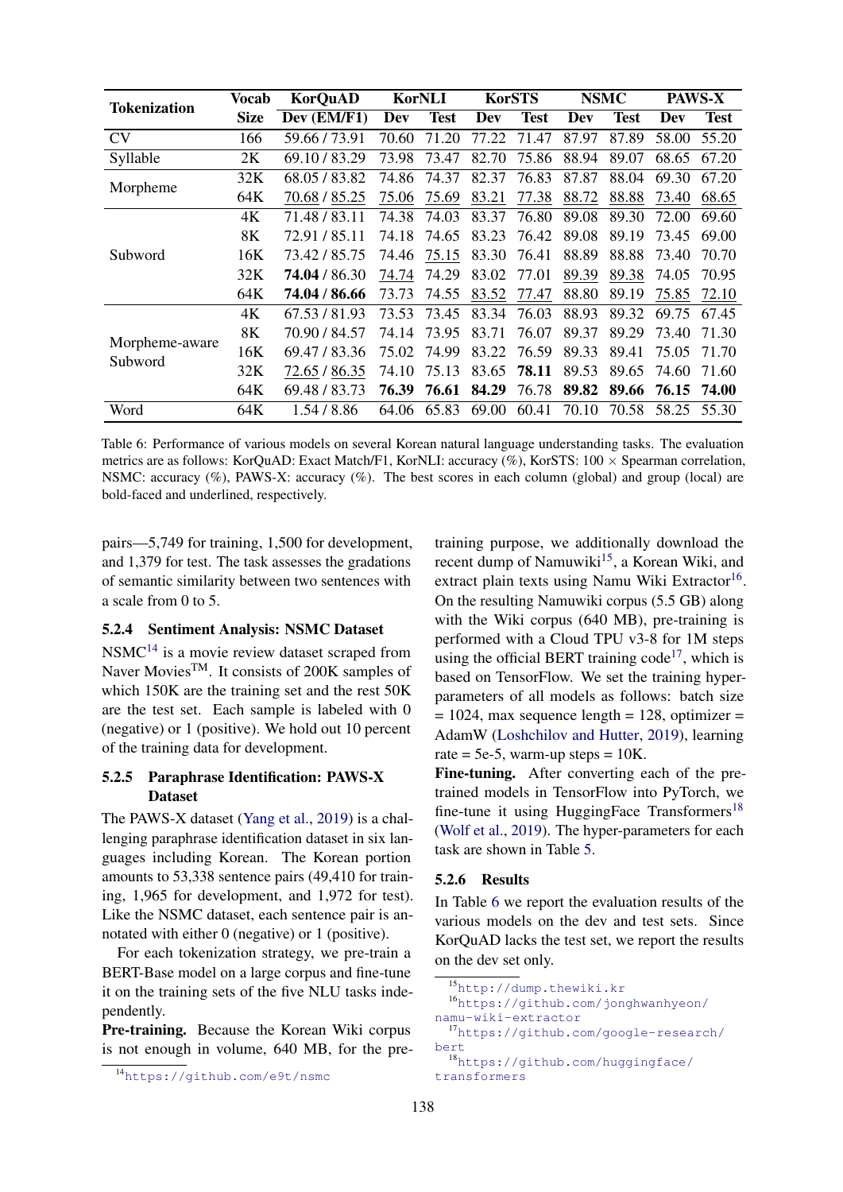| Tokenization | Vocab Size | KorQuAD Dev (EM/F1) | KorNLI Dev | KorNLI Test | KorSTS Dev | KorSTS Test | NSMC Dev | NSMC Test | PAWS-X Dev | PAWS-X Test |
|---|---|---|---|---|---|---|---|---|---|---|
| CV | 166 | 59.66 / 73.91 | 70.60 | 71.20 | 77.22 | 71.47 | 87.97 | 87.89 | 58.00 | 55.20 |
| Syllable | 2K | 69.10 / 83.29 | 73.98 | 73.47 | 82.70 | 75.86 | 88.94 | 89.07 | 68.65 | 67.20 |
| Morpheme | 32K | 68.05 / 83.82 | 74.86 | 74.37 | 82.37 | 76.83 | 87.87 | 88.04 | 69.30 | 67.20 |
| | 64K | <u>70.68</u> / <u>85.25</u> | <u>75.06</u> | <u>75.69</u> | <u>83.21</u> | <u>77.38</u> | <u>88.72</u> | <u>88.88</u> | <u>73.40</u> | <u>68.65</u> |
| Subword | 4K | 71.48 / 83.11 | 74.38 | 74.03 | 83.37 | 76.80 | 89.08 | 89.30 | 72.00 | 69.60 |
| | 8K | 72.91 / 85.11 | 74.18 | 74.65 | 83.23 | 76.42 | 89.08 | 89.19 | 73.45 | 69.00 |
| | 16K | 73.42 / 85.75 | 74.46 | <u>75.15</u> | 83.30 | 76.41 | 88.89 | 88.88 | 73.40 | 70.70 |
| | 32K | **74.04** / 86.30 | <u>74.74</u> | 74.29 | 83.02 | 77.01 | <u>89.39</u> | <u>89.38</u> | 74.05 | 70.95 |
| | 64K | **74.04** / **86.66** | 73.73 | 74.55 | <u>83.52</u> | <u>77.47</u> | 88.80 | 89.19 | <u>75.85</u> | <u>72.10</u> |
| Morpheme-aware Subword | 4K | 67.53 / 81.93 | 73.53 | 73.45 | 83.34 | 76.03 | 88.93 | 89.32 | 69.75 | 67.45 |
| | 8K | 70.90 / 84.57 | 74.14 | 73.95 | 83.71 | 76.07 | 89.37 | 89.29 | 73.40 | 71.30 |
| | 16K | 69.47 / 83.36 | 75.02 | 74.99 | 83.22 | 76.59 | 89.33 | 89.41 | 75.05 | 71.70 |
| | 32K | <u>72.65</u> / <u>86.35</u> | 74.10 | 75.13 | 83.65 | **78.11** | 89.53 | 89.65 | 74.60 | 71.60 |
| | 64K | 69.48 / 83.73 | **76.39** | **76.61** | **84.29** | 76.78 | **89.82** | **89.66** | **76.15** | **74.00** |
| Word | 64K | 1.54 / 8.86 | 64.06 | 65.83 | 69.00 | 60.41 | 70.10 | 70.58 | 58.25 | 55.30 |

Table 6: Performance of various models on several Korean natural language understanding tasks. The evaluation metrics are as follows: KorQuAD: Exact Match/F1, KorNLI: accuracy (%), KorSTS: 100 × Spearman correlation, NSMC: accuracy (%), PAWS-X: accuracy (%). The best scores in each column (global) and group (local) are bold-faced and underlined, respectively.

pairs—5,749 for training, 1,500 for development, and 1,379 for test. The task assesses the gradations of semantic similarity between two sentences with a scale from 0 to 5.

#### 5.2.4 Sentiment Analysis: NSMC Dataset

NSMC[14] is a movie review dataset scraped from Naver Movies™. It consists of 200K samples of which 150K are the training set and the rest 50K are the test set. Each sample is labeled with 0 (negative) or 1 (positive). We hold out 10 percent of the training data for development.

#### 5.2.5 Paraphrase Identification: PAWS-X Dataset

The PAWS-X dataset (Yang et al., 2019) is a challenging paraphrase identification dataset in six languages including Korean. The Korean portion amounts to 53,338 sentence pairs (49,410 for training, 1,965 for development, and 1,972 for test). Like the NSMC dataset, each sentence pair is annotated with either 0 (negative) or 1 (positive).

For each tokenization strategy, we pre-train a BERT-Base model on a large corpus and fine-tune it on the training sets of the five NLU tasks independently.

**Pre-training.** Because the Korean Wiki corpus is not enough in volume, 640 MB, for the pre-training purpose, we additionally download the recent dump of Namuwiki[15], a Korean Wiki, and extract plain texts using Namu Wiki Extractor[16]. On the resulting Namuwiki corpus (5.5 GB) along with the Wiki corpus (640 MB), pre-training is performed with a Cloud TPU v3-8 for 1M steps using the official BERT training code[17], which is based on TensorFlow. We set the training hyper-parameters of all models as follows: batch size = 1024, max sequence length = 128, optimizer = AdamW (Loshchilov and Hutter, 2019), learning rate = 5e-5, warm-up steps = 10K.

**Fine-tuning.** After converting each of the pre-trained models in TensorFlow into PyTorch, we fine-tune it using HuggingFace Transformers[18] (Wolf et al., 2019). The hyper-parameters for each task are shown in Table 5.

#### 5.2.6 Results

In Table 6 we report the evaluation results of the various models on the dev and test sets. Since KorQuAD lacks the test set, we report the results on the dev set only.

[14] https://github.com/e9t/nsmc

[15] http://dump.thewiki.kr

[16] https://github.com/jonghwanhyeon/namu-wiki-extractor

[17] https://github.com/google-research/bert

[18] https://github.com/huggingface/transformers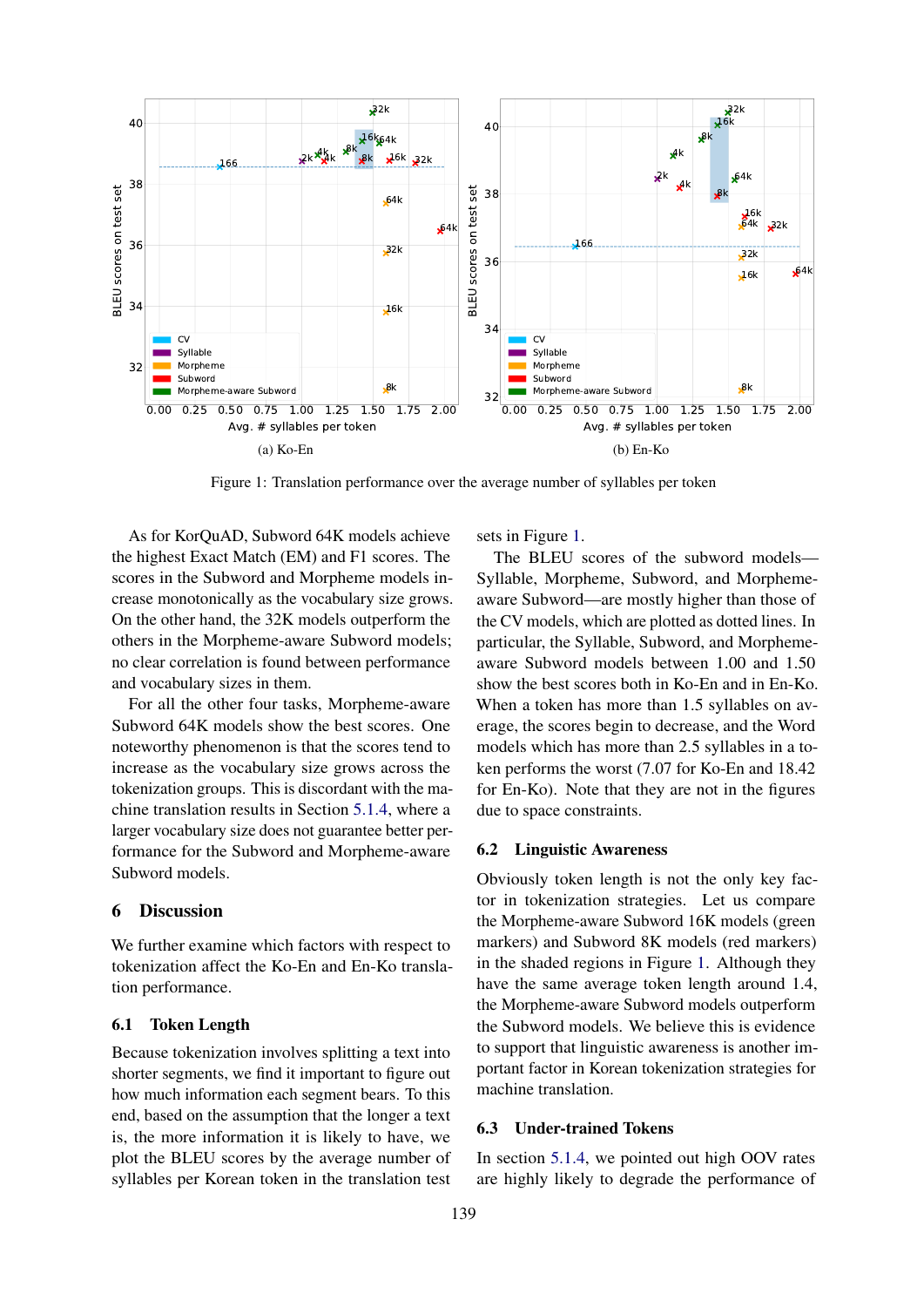Figure 1: Translation performance over the average number of syllables per token

As for KorQuAD, Subword 64K models achieve the highest Exact Match (EM) and F1 scores. The scores in the Subword and Morpheme models increase monotonically as the vocabulary size grows. On the other hand, the 32K models outperform the others in the Morpheme-aware Subword models; no clear correlation is found between performance and vocabulary sizes in them.

For all the other four tasks, Morpheme-aware Subword 64K models show the best scores. One noteworthy phenomenon is that the scores tend to increase as the vocabulary size grows across the tokenization groups. This is discordant with the machine translation results in Section 5.1.4, where a larger vocabulary size does not guarantee better performance for the Subword and Morpheme-aware Subword models.

## 6 Discussion

We further examine which factors with respect to tokenization affect the Ko-En and En-Ko translation performance.

### 6.1 Token Length

Because tokenization involves splitting a text into shorter segments, we find it important to figure out how much information each segment bears. To this end, based on the assumption that the longer a text is, the more information it is likely to have, we plot the BLEU scores by the average number of syllables per Korean token in the translation test sets in Figure 1.

The BLEU scores of the subword models—Syllable, Morpheme, Subword, and Morpheme-aware Subword—are mostly higher than those of the CV models, which are plotted as dotted lines. In particular, the Syllable, Subword, and Morpheme-aware Subword models between 1.00 and 1.50 show the best scores both in Ko-En and in En-Ko. When a token has more than 1.5 syllables on average, the scores begin to decrease, and the Word models which has more than 2.5 syllables in a token performs the worst (7.07 for Ko-En and 18.42 for En-Ko). Note that they are not in the figures due to space constraints.

### 6.2 Linguistic Awareness

Obviously token length is not the only key factor in tokenization strategies. Let us compare the Morpheme-aware Subword 16K models (green markers) and Subword 8K models (red markers) in the shaded regions in Figure 1. Although they have the same average token length around 1.4, the Morpheme-aware Subword models outperform the Subword models. We believe this is evidence to support that linguistic awareness is another important factor in Korean tokenization strategies for machine translation.

### 6.3 Under-trained Tokens

In section 5.1.4, we pointed out high OOV rates are highly likely to degrade the performance of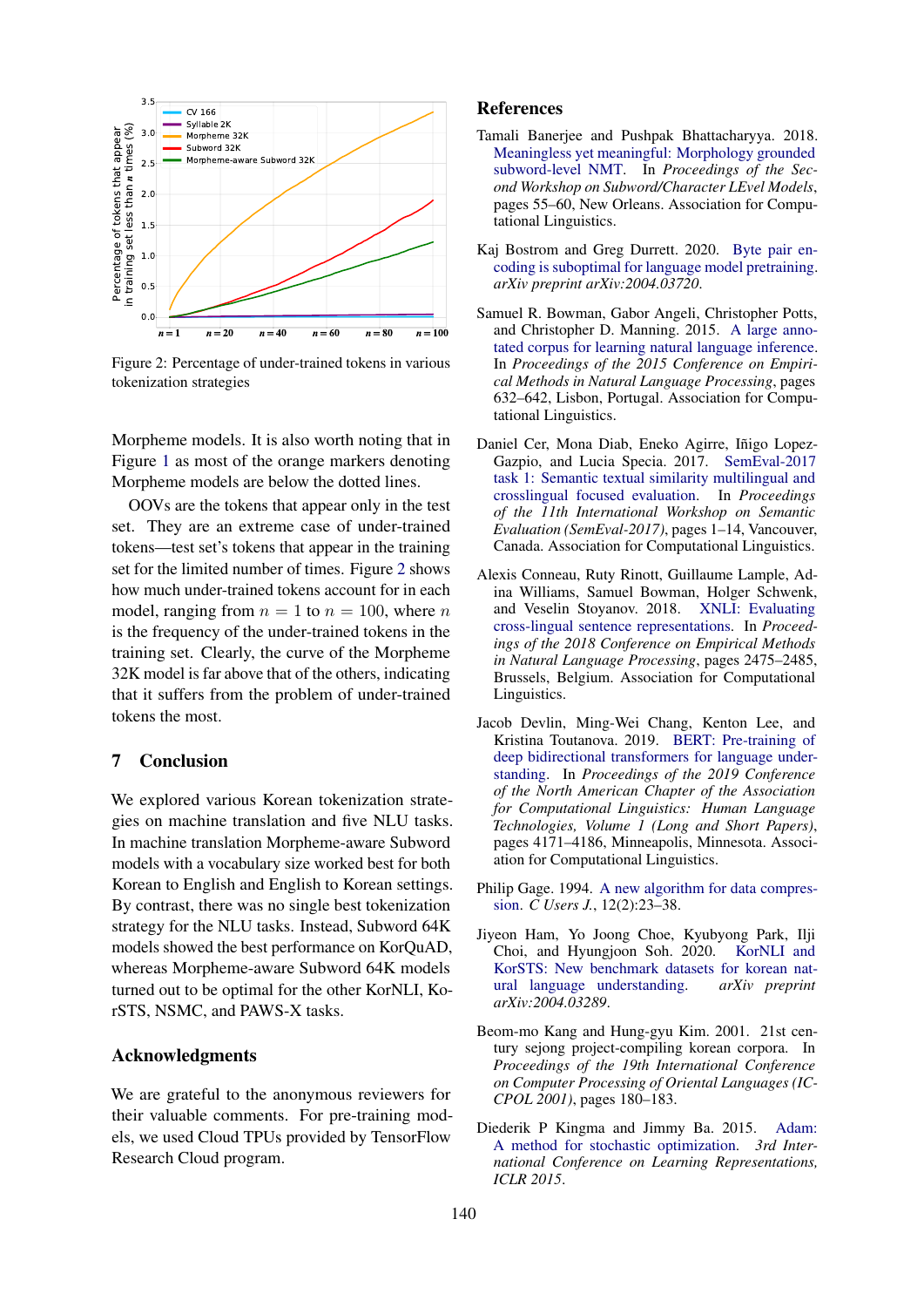Figure 2: Percentage of under-trained tokens in various tokenization strategies

Morpheme models. It is also worth noting that in Figure 1 as most of the orange markers denoting Morpheme models are below the dotted lines.

OOVs are the tokens that appear only in the test set. They are an extreme case of under-trained tokens—test set's tokens that appear in the training set for the limited number of times. Figure 2 shows how much under-trained tokens account for in each model, ranging from $n = 1$ to $n = 100$, where $n$ is the frequency of the under-trained tokens in the training set. Clearly, the curve of the Morpheme 32K model is far above that of the others, indicating that it suffers from the problem of under-trained tokens the most.

## 7 Conclusion

We explored various Korean tokenization strategies on machine translation and five NLU tasks. In machine translation Morpheme-aware Subword models with a vocabulary size worked best for both Korean to English and English to Korean settings. By contrast, there was no single best tokenization strategy for the NLU tasks. Instead, Subword 64K models showed the best performance on KorQuAD, whereas Morpheme-aware Subword 64K models turned out to be optimal for the other KorNLI, KorSTS, NSMC, and PAWS-X tasks.

## Acknowledgments

We are grateful to the anonymous reviewers for their valuable comments. For pre-training models, we used Cloud TPUs provided by TensorFlow Research Cloud program.

## References

Tamali Banerjee and Pushpak Bhattacharyya. 2018. Meaningless yet meaningful: Morphology grounded subword-level NMT. In *Proceedings of the Second Workshop on Subword/Character LEvel Models*, pages 55–60, New Orleans. Association for Computational Linguistics.

Kaj Bostrom and Greg Durrett. 2020. Byte pair encoding is suboptimal for language model pretraining. *arXiv preprint arXiv:2004.03720*.

Samuel R. Bowman, Gabor Angeli, Christopher Potts, and Christopher D. Manning. 2015. A large annotated corpus for learning natural language inference. In *Proceedings of the 2015 Conference on Empirical Methods in Natural Language Processing*, pages 632–642, Lisbon, Portugal. Association for Computational Linguistics.

Daniel Cer, Mona Diab, Eneko Agirre, Iñigo Lopez-Gazpio, and Lucia Specia. 2017. SemEval-2017 task 1: Semantic textual similarity multilingual and crosslingual focused evaluation. In *Proceedings of the 11th International Workshop on Semantic Evaluation (SemEval-2017)*, pages 1–14, Vancouver, Canada. Association for Computational Linguistics.

Alexis Conneau, Ruty Rinott, Guillaume Lample, Adina Williams, Samuel Bowman, Holger Schwenk, and Veselin Stoyanov. 2018. XNLI: Evaluating cross-lingual sentence representations. In *Proceedings of the 2018 Conference on Empirical Methods in Natural Language Processing*, pages 2475–2485, Brussels, Belgium. Association for Computational Linguistics.

Jacob Devlin, Ming-Wei Chang, Kenton Lee, and Kristina Toutanova. 2019. BERT: Pre-training of deep bidirectional transformers for language understanding. In *Proceedings of the 2019 Conference of the North American Chapter of the Association for Computational Linguistics: Human Language Technologies, Volume 1 (Long and Short Papers)*, pages 4171–4186, Minneapolis, Minnesota. Association for Computational Linguistics.

Philip Gage. 1994. A new algorithm for data compression. *C Users J.*, 12(2):23–38.

Jiyeon Ham, Yo Joong Choe, Kyubyong Park, Ilji Choi, and Hyungjoon Soh. 2020. KorNLI and KorSTS: New benchmark datasets for korean natural language understanding. *arXiv preprint arXiv:2004.03289*.

Beom-mo Kang and Hung-gyu Kim. 2001. 21st century sejong project-compiling korean corpora. In *Proceedings of the 19th International Conference on Computer Processing of Oriental Languages (ICCPOL 2001)*, pages 180–183.

Diederik P Kingma and Jimmy Ba. 2015. Adam: A method for stochastic optimization. *3rd International Conference on Learning Representations, ICLR 2015*.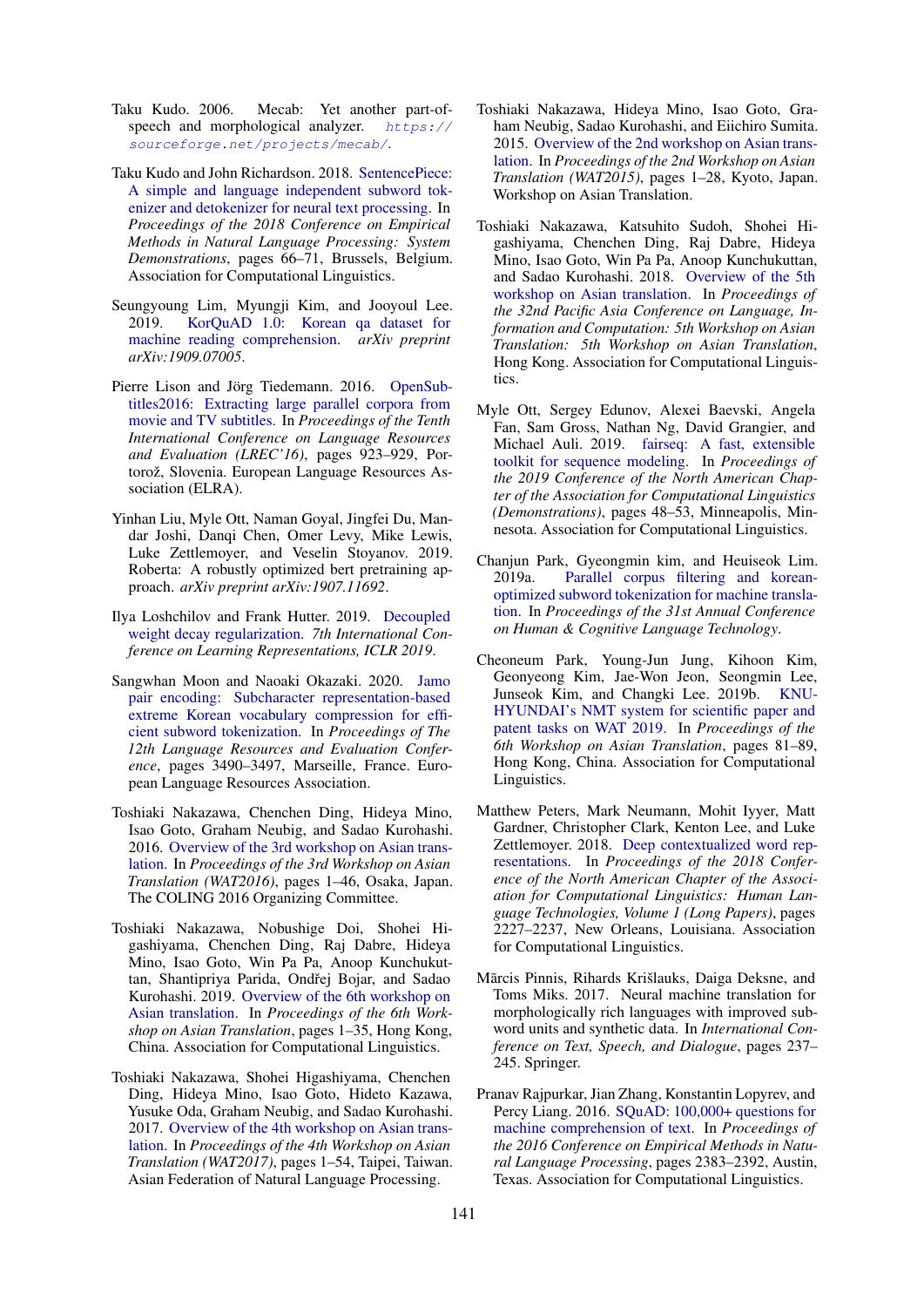Taku Kudo. 2006. Mecab: Yet another part-of-speech and morphological analyzer. https://sourceforge.net/projects/mecab/.

Taku Kudo and John Richardson. 2018. SentencePiece: A simple and language independent subword tokenizer and detokenizer for neural text processing. In *Proceedings of the 2018 Conference on Empirical Methods in Natural Language Processing: System Demonstrations*, pages 66–71, Brussels, Belgium. Association for Computational Linguistics.

Seungyoung Lim, Myungji Kim, and Jooyoul Lee. 2019. KorQuAD 1.0: Korean qa dataset for machine reading comprehension. *arXiv preprint arXiv:1909.07005*.

Pierre Lison and Jörg Tiedemann. 2016. OpenSubtitles2016: Extracting large parallel corpora from movie and TV subtitles. In *Proceedings of the Tenth International Conference on Language Resources and Evaluation (LREC'16)*, pages 923–929, Portorož, Slovenia. European Language Resources Association (ELRA).

Yinhan Liu, Myle Ott, Naman Goyal, Jingfei Du, Mandar Joshi, Danqi Chen, Omer Levy, Mike Lewis, Luke Zettlemoyer, and Veselin Stoyanov. 2019. Roberta: A robustly optimized bert pretraining approach. *arXiv preprint arXiv:1907.11692*.

Ilya Loshchilov and Frank Hutter. 2019. Decoupled weight decay regularization. *7th International Conference on Learning Representations, ICLR 2019*.

Sangwhan Moon and Naoaki Okazaki. 2020. Jamo pair encoding: Subcharacter representation-based extreme Korean vocabulary compression for efficient subword tokenization. In *Proceedings of The 12th Language Resources and Evaluation Conference*, pages 3490–3497, Marseille, France. European Language Resources Association.

Toshiaki Nakazawa, Chenchen Ding, Hideya Mino, Isao Goto, Graham Neubig, and Sadao Kurohashi. 2016. Overview of the 3rd workshop on Asian translation. In *Proceedings of the 3rd Workshop on Asian Translation (WAT2016)*, pages 1–46, Osaka, Japan. The COLING 2016 Organizing Committee.

Toshiaki Nakazawa, Nobushige Doi, Shohei Higashiyama, Chenchen Ding, Raj Dabre, Hideya Mino, Isao Goto, Win Pa Pa, Anoop Kunchukuttan, Shantipriya Parida, Ondřej Bojar, and Sadao Kurohashi. 2019. Overview of the 6th workshop on Asian translation. In *Proceedings of the 6th Workshop on Asian Translation*, pages 1–35, Hong Kong, China. Association for Computational Linguistics.

Toshiaki Nakazawa, Shohei Higashiyama, Chenchen Ding, Hideya Mino, Isao Goto, Hideto Kazawa, Yusuke Oda, Graham Neubig, and Sadao Kurohashi. 2017. Overview of the 4th workshop on Asian translation. In *Proceedings of the 4th Workshop on Asian Translation (WAT2017)*, pages 1–54, Taipei, Taiwan. Asian Federation of Natural Language Processing.

Toshiaki Nakazawa, Hideya Mino, Isao Goto, Graham Neubig, Sadao Kurohashi, and Eiichiro Sumita. 2015. Overview of the 2nd workshop on Asian translation. In *Proceedings of the 2nd Workshop on Asian Translation (WAT2015)*, pages 1–28, Kyoto, Japan. Workshop on Asian Translation.

Toshiaki Nakazawa, Katsuhito Sudoh, Shohei Higashiyama, Chenchen Ding, Raj Dabre, Hideya Mino, Isao Goto, Win Pa Pa, Anoop Kunchukuttan, and Sadao Kurohashi. 2018. Overview of the 5th workshop on Asian translation. In *Proceedings of the 32nd Pacific Asia Conference on Language, Information and Computation: 5th Workshop on Asian Translation: 5th Workshop on Asian Translation*, Hong Kong. Association for Computational Linguistics.

Myle Ott, Sergey Edunov, Alexei Baevski, Angela Fan, Sam Gross, Nathan Ng, David Grangier, and Michael Auli. 2019. fairseq: A fast, extensible toolkit for sequence modeling. In *Proceedings of the 2019 Conference of the North American Chapter of the Association for Computational Linguistics (Demonstrations)*, pages 48–53, Minneapolis, Minnesota. Association for Computational Linguistics.

Chanjun Park, Gyeongmin kim, and Heuiseok Lim. 2019a. Parallel corpus filtering and korean-optimized subword tokenization for machine translation. In *Proceedings of the 31st Annual Conference on Human & Cognitive Language Technology*.

Cheoneum Park, Young-Jun Jung, Kihoon Kim, Geonyeong Kim, Jae-Won Jeon, Seongmin Lee, Junseok Kim, and Changki Lee. 2019b. KNU-HYUNDAI's NMT system for scientific paper and patent tasks on WAT 2019. In *Proceedings of the 6th Workshop on Asian Translation*, pages 81–89, Hong Kong, China. Association for Computational Linguistics.

Matthew Peters, Mark Neumann, Mohit Iyyer, Matt Gardner, Christopher Clark, Kenton Lee, and Luke Zettlemoyer. 2018. Deep contextualized word representations. In *Proceedings of the 2018 Conference of the North American Chapter of the Association for Computational Linguistics: Human Language Technologies, Volume 1 (Long Papers)*, pages 2227–2237, New Orleans, Louisiana. Association for Computational Linguistics.

Mārcis Pinnis, Rihards Krišlauks, Daiga Deksne, and Toms Miks. 2017. Neural machine translation for morphologically rich languages with improved subword units and synthetic data. In *International Conference on Text, Speech, and Dialogue*, pages 237–245. Springer.

Pranav Rajpurkar, Jian Zhang, Konstantin Lopyrev, and Percy Liang. 2016. SQuAD: 100,000+ questions for machine comprehension of text. In *Proceedings of the 2016 Conference on Empirical Methods in Natural Language Processing*, pages 2383–2392, Austin, Texas. Association for Computational Linguistics.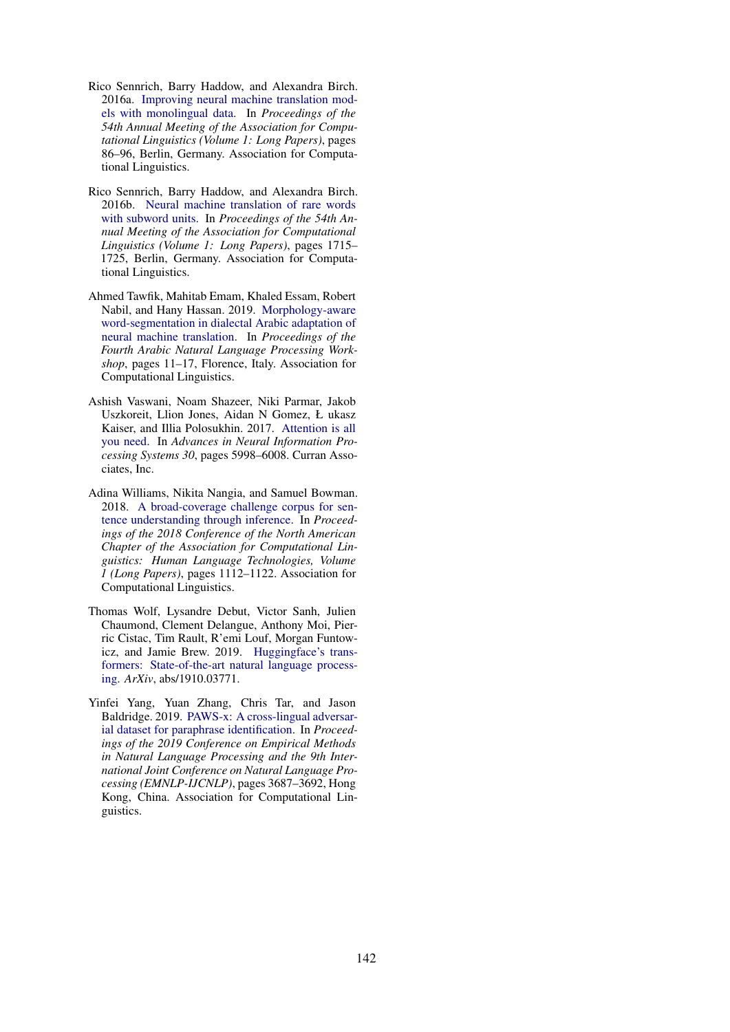Rico Sennrich, Barry Haddow, and Alexandra Birch. 2016a. Improving neural machine translation models with monolingual data. In *Proceedings of the 54th Annual Meeting of the Association for Computational Linguistics (Volume 1: Long Papers)*, pages 86–96, Berlin, Germany. Association for Computational Linguistics.

Rico Sennrich, Barry Haddow, and Alexandra Birch. 2016b. Neural machine translation of rare words with subword units. In *Proceedings of the 54th Annual Meeting of the Association for Computational Linguistics (Volume 1: Long Papers)*, pages 1715–1725, Berlin, Germany. Association for Computational Linguistics.

Ahmed Tawfik, Mahitab Emam, Khaled Essam, Robert Nabil, and Hany Hassan. 2019. Morphology-aware word-segmentation in dialectal Arabic adaptation of neural machine translation. In *Proceedings of the Fourth Arabic Natural Language Processing Workshop*, pages 11–17, Florence, Italy. Association for Computational Linguistics.

Ashish Vaswani, Noam Shazeer, Niki Parmar, Jakob Uszkoreit, Llion Jones, Aidan N Gomez, Ł ukasz Kaiser, and Illia Polosukhin. 2017. Attention is all you need. In *Advances in Neural Information Processing Systems 30*, pages 5998–6008. Curran Associates, Inc.

Adina Williams, Nikita Nangia, and Samuel Bowman. 2018. A broad-coverage challenge corpus for sentence understanding through inference. In *Proceedings of the 2018 Conference of the North American Chapter of the Association for Computational Linguistics: Human Language Technologies, Volume 1 (Long Papers)*, pages 1112–1122. Association for Computational Linguistics.

Thomas Wolf, Lysandre Debut, Victor Sanh, Julien Chaumond, Clement Delangue, Anthony Moi, Pierric Cistac, Tim Rault, R'emi Louf, Morgan Funtowicz, and Jamie Brew. 2019. Huggingface's transformers: State-of-the-art natural language processing. *ArXiv*, abs/1910.03771.

Yinfei Yang, Yuan Zhang, Chris Tar, and Jason Baldridge. 2019. PAWS-x: A cross-lingual adversarial dataset for paraphrase identification. In *Proceedings of the 2019 Conference on Empirical Methods in Natural Language Processing and the 9th International Joint Conference on Natural Language Processing (EMNLP-IJCNLP)*, pages 3687–3692, Hong Kong, China. Association for Computational Linguistics.